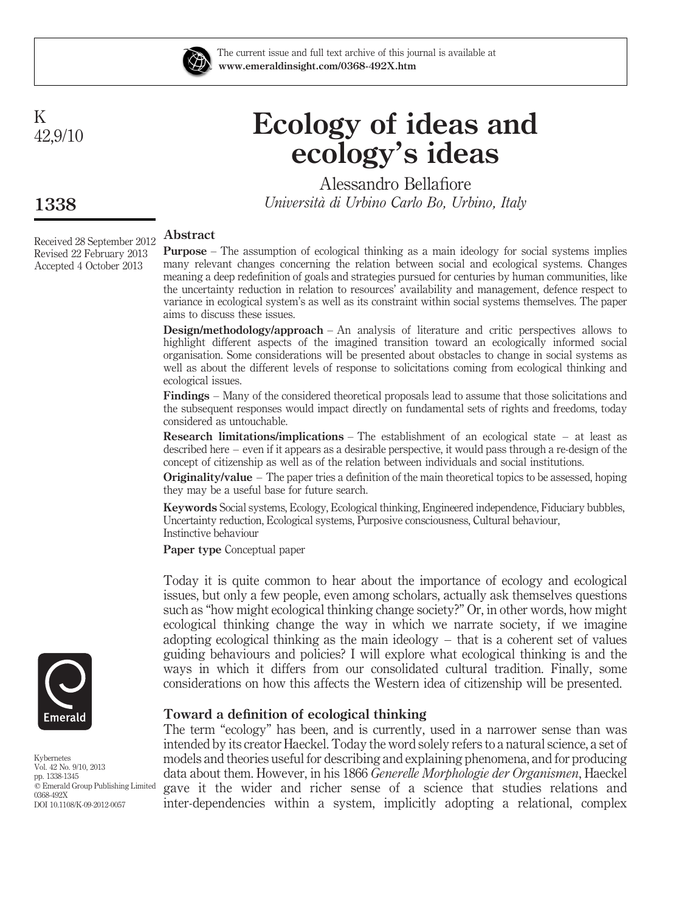# Ecology of ideas and ecology's ideas

Alessandro Bellafiore

*Università di Urbino Carlo Bo, Urbino, Italy*

Received 28 September 2012
Revised 22 February 2013
Accepted 4 October 2013

## Abstract

**Purpose** – The assumption of ecological thinking as a main ideology for social systems implies many relevant changes concerning the relation between social and ecological systems. Changes meaning a deep redefinition of goals and strategies pursued for centuries by human communities, like the uncertainty reduction in relation to resources' availability and management, defence respect to variance in ecological system's as well as its constraint within social systems themselves. The paper aims to discuss these issues.

**Design/methodology/approach** – An analysis of literature and critic perspectives allows to highlight different aspects of the imagined transition toward an ecologically informed social organisation. Some considerations will be presented about obstacles to change in social systems as well as about the different levels of response to solicitations coming from ecological thinking and ecological issues.

**Findings** – Many of the considered theoretical proposals lead to assume that those solicitations and the subsequent responses would impact directly on fundamental sets of rights and freedoms, today considered as untouchable.

**Research limitations/implications** – The establishment of an ecological state – at least as described here – even if it appears as a desirable perspective, it would pass through a re-design of the concept of citizenship as well as of the relation between individuals and social institutions.

**Originality/value** – The paper tries a definition of the main theoretical topics to be assessed, hoping they may be a useful base for future search.

**Keywords** Social systems, Ecology, Ecological thinking, Engineered independence, Fiduciary bubbles, Uncertainty reduction, Ecological systems, Purposive consciousness, Cultural behaviour, Instinctive behaviour

**Paper type** Conceptual paper

Today it is quite common to hear about the importance of ecology and ecological issues, but only a few people, even among scholars, actually ask themselves questions such as "how might ecological thinking change society?" Or, in other words, how might ecological thinking change the way in which we narrate society, if we imagine adopting ecological thinking as the main ideology – that is a coherent set of values guiding behaviours and policies? I will explore what ecological thinking is and the ways in which it differs from our consolidated cultural tradition. Finally, some considerations on how this affects the Western idea of citizenship will be presented.

## Toward a definition of ecological thinking

The term "ecology" has been, and is currently, used in a narrower sense than was intended by its creator Haeckel. Today the word solely refers to a natural science, a set of models and theories useful for describing and explaining phenomena, and for producing data about them. However, in his 1866 *Generelle Morphologie der Organismen*, Haeckel gave it the wider and richer sense of a science that studies relations and inter-dependencies within a system, implicitly adopting a relational, complex

Kybernetes
Vol. 42 No. 9/10, 2013
pp. 1338-1345
© Emerald Group Publishing Limited
0368-492X
DOI 10.1108/K-09-2012-0057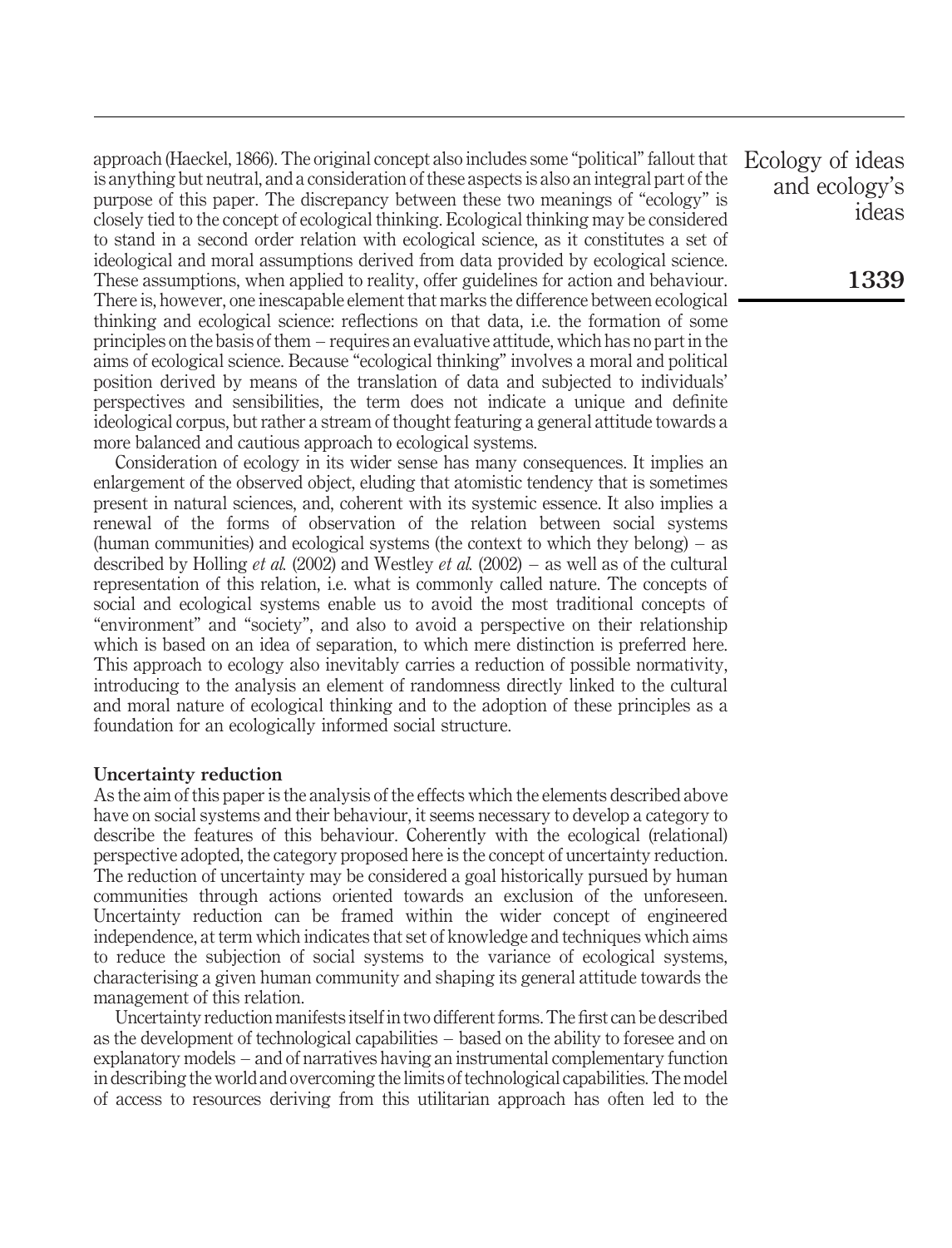approach (Haeckel, 1866). The original concept also includes some "political" fallout that is anything but neutral, and a consideration of these aspects is also an integral part of the purpose of this paper. The discrepancy between these two meanings of "ecology" is closely tied to the concept of ecological thinking. Ecological thinking may be considered to stand in a second order relation with ecological science, as it constitutes a set of ideological and moral assumptions derived from data provided by ecological science. These assumptions, when applied to reality, offer guidelines for action and behaviour. There is, however, one inescapable element that marks the difference between ecological thinking and ecological science: reflections on that data, i.e. the formation of some principles on the basis of them – requires an evaluative attitude, which has no part in the aims of ecological science. Because "ecological thinking" involves a moral and political position derived by means of the translation of data and subjected to individuals' perspectives and sensibilities, the term does not indicate a unique and definite ideological corpus, but rather a stream of thought featuring a general attitude towards a more balanced and cautious approach to ecological systems.

Consideration of ecology in its wider sense has many consequences. It implies an enlargement of the observed object, eluding that atomistic tendency that is sometimes present in natural sciences, and, coherent with its systemic essence. It also implies a renewal of the forms of observation of the relation between social systems (human communities) and ecological systems (the context to which they belong) – as described by Holling *et al.* (2002) and Westley *et al.* (2002) – as well as of the cultural representation of this relation, i.e. what is commonly called nature. The concepts of social and ecological systems enable us to avoid the most traditional concepts of "environment" and "society", and also to avoid a perspective on their relationship which is based on an idea of separation, to which mere distinction is preferred here. This approach to ecology also inevitably carries a reduction of possible normativity, introducing to the analysis an element of randomness directly linked to the cultural and moral nature of ecological thinking and to the adoption of these principles as a foundation for an ecologically informed social structure.

## Uncertainty reduction

As the aim of this paper is the analysis of the effects which the elements described above have on social systems and their behaviour, it seems necessary to develop a category to describe the features of this behaviour. Coherently with the ecological (relational) perspective adopted, the category proposed here is the concept of uncertainty reduction. The reduction of uncertainty may be considered a goal historically pursued by human communities through actions oriented towards an exclusion of the unforeseen. Uncertainty reduction can be framed within the wider concept of engineered independence, at term which indicates that set of knowledge and techniques which aims to reduce the subjection of social systems to the variance of ecological systems, characterising a given human community and shaping its general attitude towards the management of this relation.

Uncertainty reduction manifests itself in two different forms. The first can be described as the development of technological capabilities – based on the ability to foresee and on explanatory models – and of narratives having an instrumental complementary function in describing the world and overcoming the limits of technological capabilities. The model of access to resources deriving from this utilitarian approach has often led to the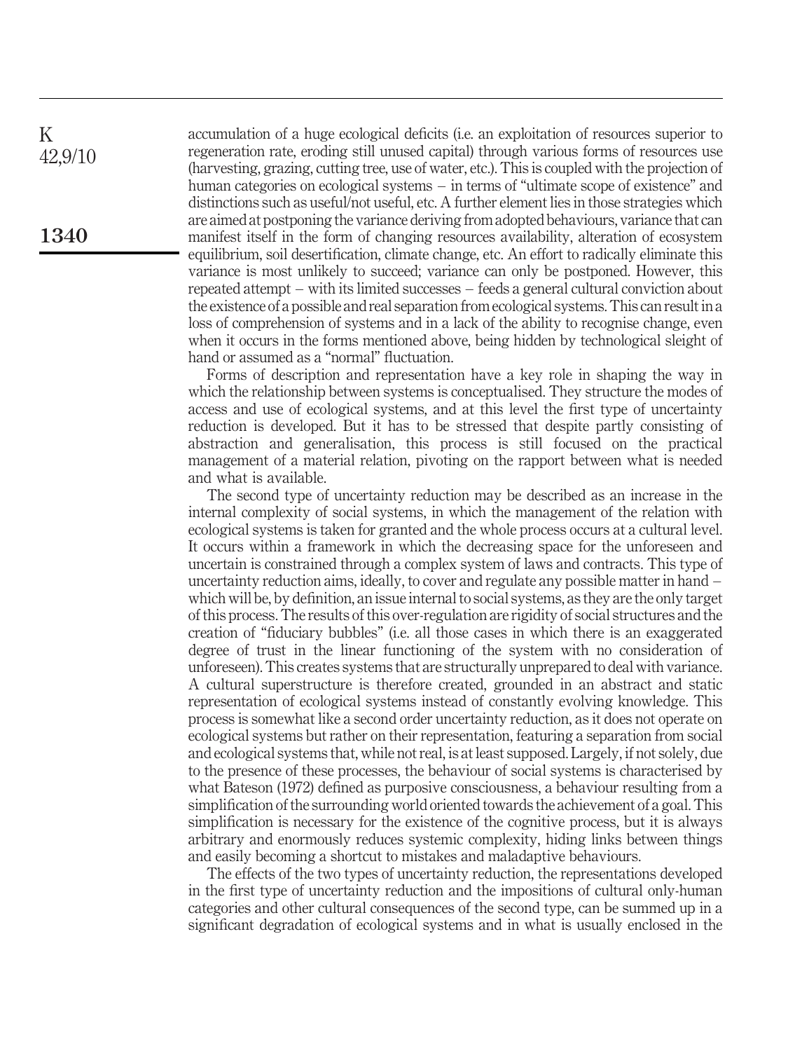accumulation of a huge ecological deficits (i.e. an exploitation of resources superior to regeneration rate, eroding still unused capital) through various forms of resources use (harvesting, grazing, cutting tree, use of water, etc.). This is coupled with the projection of human categories on ecological systems – in terms of "ultimate scope of existence" and distinctions such as useful/not useful, etc. A further element lies in those strategies which are aimed at postponing the variance deriving from adopted behaviours, variance that can manifest itself in the form of changing resources availability, alteration of ecosystem equilibrium, soil desertification, climate change, etc. An effort to radically eliminate this variance is most unlikely to succeed; variance can only be postponed. However, this repeated attempt – with its limited successes – feeds a general cultural conviction about the existence of a possible and real separation from ecological systems. This can result in a loss of comprehension of systems and in a lack of the ability to recognise change, even when it occurs in the forms mentioned above, being hidden by technological sleight of hand or assumed as a "normal" fluctuation.

Forms of description and representation have a key role in shaping the way in which the relationship between systems is conceptualised. They structure the modes of access and use of ecological systems, and at this level the first type of uncertainty reduction is developed. But it has to be stressed that despite partly consisting of abstraction and generalisation, this process is still focused on the practical management of a material relation, pivoting on the rapport between what is needed and what is available.

The second type of uncertainty reduction may be described as an increase in the internal complexity of social systems, in which the management of the relation with ecological systems is taken for granted and the whole process occurs at a cultural level. It occurs within a framework in which the decreasing space for the unforeseen and uncertain is constrained through a complex system of laws and contracts. This type of uncertainty reduction aims, ideally, to cover and regulate any possible matter in hand – which will be, by definition, an issue internal to social systems, as they are the only target of this process. The results of this over-regulation are rigidity of social structures and the creation of "fiduciary bubbles" (i.e. all those cases in which there is an exaggerated degree of trust in the linear functioning of the system with no consideration of unforeseen). This creates systems that are structurally unprepared to deal with variance. A cultural superstructure is therefore created, grounded in an abstract and static representation of ecological systems instead of constantly evolving knowledge. This process is somewhat like a second order uncertainty reduction, as it does not operate on ecological systems but rather on their representation, featuring a separation from social and ecological systems that, while not real, is at least supposed. Largely, if not solely, due to the presence of these processes, the behaviour of social systems is characterised by what Bateson (1972) defined as purposive consciousness, a behaviour resulting from a simplification of the surrounding world oriented towards the achievement of a goal. This simplification is necessary for the existence of the cognitive process, but it is always arbitrary and enormously reduces systemic complexity, hiding links between things and easily becoming a shortcut to mistakes and maladaptive behaviours.

The effects of the two types of uncertainty reduction, the representations developed in the first type of uncertainty reduction and the impositions of cultural only-human categories and other cultural consequences of the second type, can be summed up in a significant degradation of ecological systems and in what is usually enclosed in the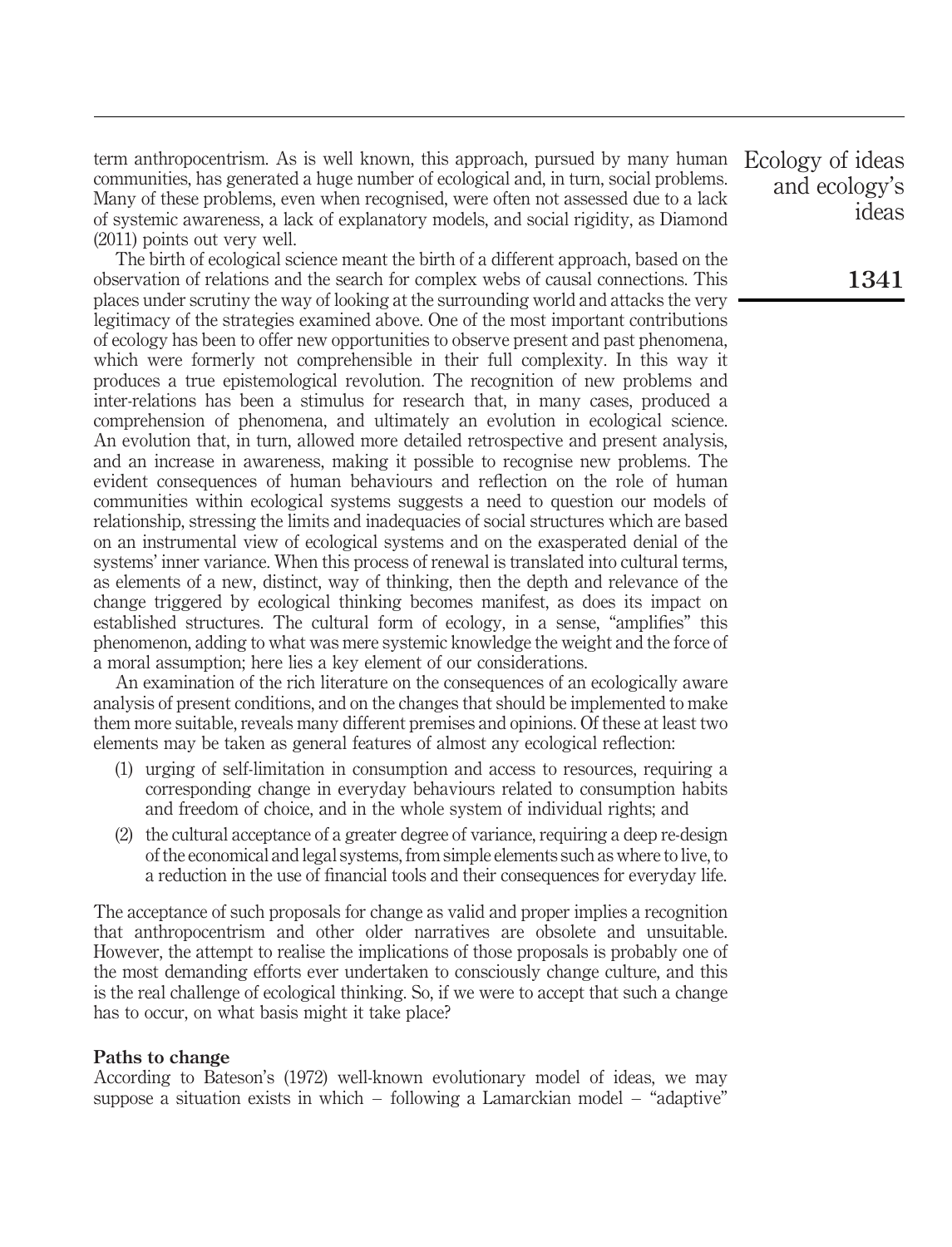term anthropocentrism. As is well known, this approach, pursued by many human communities, has generated a huge number of ecological and, in turn, social problems. Many of these problems, even when recognised, were often not assessed due to a lack of systemic awareness, a lack of explanatory models, and social rigidity, as Diamond (2011) points out very well.

The birth of ecological science meant the birth of a different approach, based on the observation of relations and the search for complex webs of causal connections. This places under scrutiny the way of looking at the surrounding world and attacks the very legitimacy of the strategies examined above. One of the most important contributions of ecology has been to offer new opportunities to observe present and past phenomena, which were formerly not comprehensible in their full complexity. In this way it produces a true epistemological revolution. The recognition of new problems and inter-relations has been a stimulus for research that, in many cases, produced a comprehension of phenomena, and ultimately an evolution in ecological science. An evolution that, in turn, allowed more detailed retrospective and present analysis, and an increase in awareness, making it possible to recognise new problems. The evident consequences of human behaviours and reflection on the role of human communities within ecological systems suggests a need to question our models of relationship, stressing the limits and inadequacies of social structures which are based on an instrumental view of ecological systems and on the exasperated denial of the systems' inner variance. When this process of renewal is translated into cultural terms, as elements of a new, distinct, way of thinking, then the depth and relevance of the change triggered by ecological thinking becomes manifest, as does its impact on established structures. The cultural form of ecology, in a sense, "amplifies" this phenomenon, adding to what was mere systemic knowledge the weight and the force of a moral assumption; here lies a key element of our considerations.

An examination of the rich literature on the consequences of an ecologically aware analysis of present conditions, and on the changes that should be implemented to make them more suitable, reveals many different premises and opinions. Of these at least two elements may be taken as general features of almost any ecological reflection:

(1) urging of self-limitation in consumption and access to resources, requiring a corresponding change in everyday behaviours related to consumption habits and freedom of choice, and in the whole system of individual rights; and

(2) the cultural acceptance of a greater degree of variance, requiring a deep re-design of the economical and legal systems, from simple elements such as where to live, to a reduction in the use of financial tools and their consequences for everyday life.

The acceptance of such proposals for change as valid and proper implies a recognition that anthropocentrism and other older narratives are obsolete and unsuitable. However, the attempt to realise the implications of those proposals is probably one of the most demanding efforts ever undertaken to consciously change culture, and this is the real challenge of ecological thinking. So, if we were to accept that such a change has to occur, on what basis might it take place?

## Paths to change

According to Bateson's (1972) well-known evolutionary model of ideas, we may suppose a situation exists in which – following a Lamarckian model – "adaptive"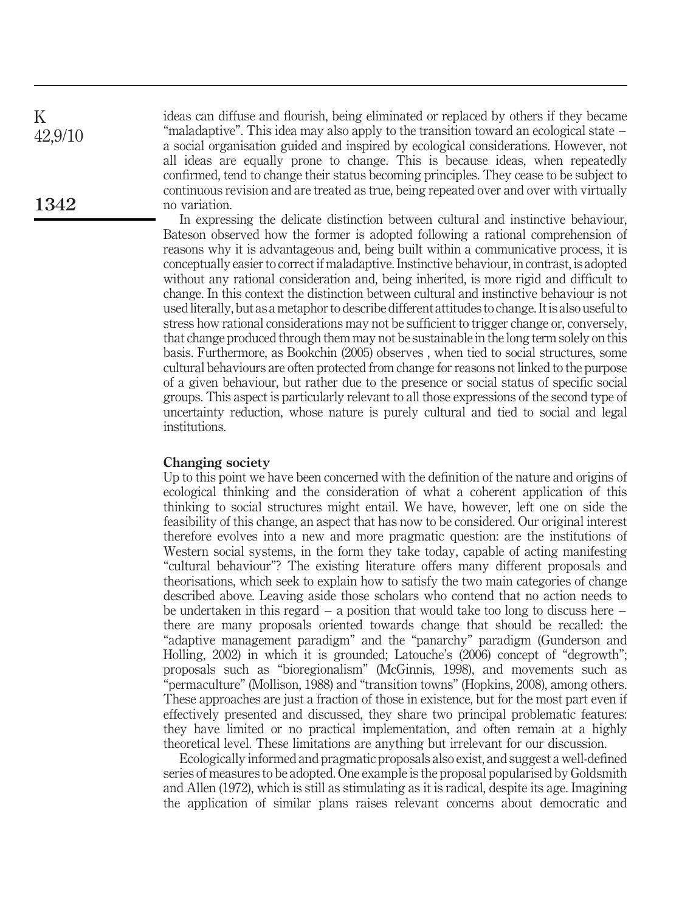ideas can diffuse and flourish, being eliminated or replaced by others if they became "maladaptive". This idea may also apply to the transition toward an ecological state – a social organisation guided and inspired by ecological considerations. However, not all ideas are equally prone to change. This is because ideas, when repeatedly confirmed, tend to change their status becoming principles. They cease to be subject to continuous revision and are treated as true, being repeated over and over with virtually no variation.

In expressing the delicate distinction between cultural and instinctive behaviour, Bateson observed how the former is adopted following a rational comprehension of reasons why it is advantageous and, being built within a communicative process, it is conceptually easier to correct if maladaptive. Instinctive behaviour, in contrast, is adopted without any rational consideration and, being inherited, is more rigid and difficult to change. In this context the distinction between cultural and instinctive behaviour is not used literally, but as a metaphor to describe different attitudes to change. It is also useful to stress how rational considerations may not be sufficient to trigger change or, conversely, that change produced through them may not be sustainable in the long term solely on this basis. Furthermore, as Bookchin (2005) observes , when tied to social structures, some cultural behaviours are often protected from change for reasons not linked to the purpose of a given behaviour, but rather due to the presence or social status of specific social groups. This aspect is particularly relevant to all those expressions of the second type of uncertainty reduction, whose nature is purely cultural and tied to social and legal institutions.

## Changing society

Up to this point we have been concerned with the definition of the nature and origins of ecological thinking and the consideration of what a coherent application of this thinking to social structures might entail. We have, however, left one on side the feasibility of this change, an aspect that has now to be considered. Our original interest therefore evolves into a new and more pragmatic question: are the institutions of Western social systems, in the form they take today, capable of acting manifesting "cultural behaviour"? The existing literature offers many different proposals and theorisations, which seek to explain how to satisfy the two main categories of change described above. Leaving aside those scholars who contend that no action needs to be undertaken in this regard – a position that would take too long to discuss here – there are many proposals oriented towards change that should be recalled: the "adaptive management paradigm" and the "panarchy" paradigm (Gunderson and Holling, 2002) in which it is grounded; Latouche's (2006) concept of "degrowth"; proposals such as "bioregionalism" (McGinnis, 1998), and movements such as "permaculture" (Mollison, 1988) and "transition towns" (Hopkins, 2008), among others. These approaches are just a fraction of those in existence, but for the most part even if effectively presented and discussed, they share two principal problematic features: they have limited or no practical implementation, and often remain at a highly theoretical level. These limitations are anything but irrelevant for our discussion.

Ecologically informed and pragmatic proposals also exist, and suggest a well-defined series of measures to be adopted. One example is the proposal popularised by Goldsmith and Allen (1972), which is still as stimulating as it is radical, despite its age. Imagining the application of similar plans raises relevant concerns about democratic and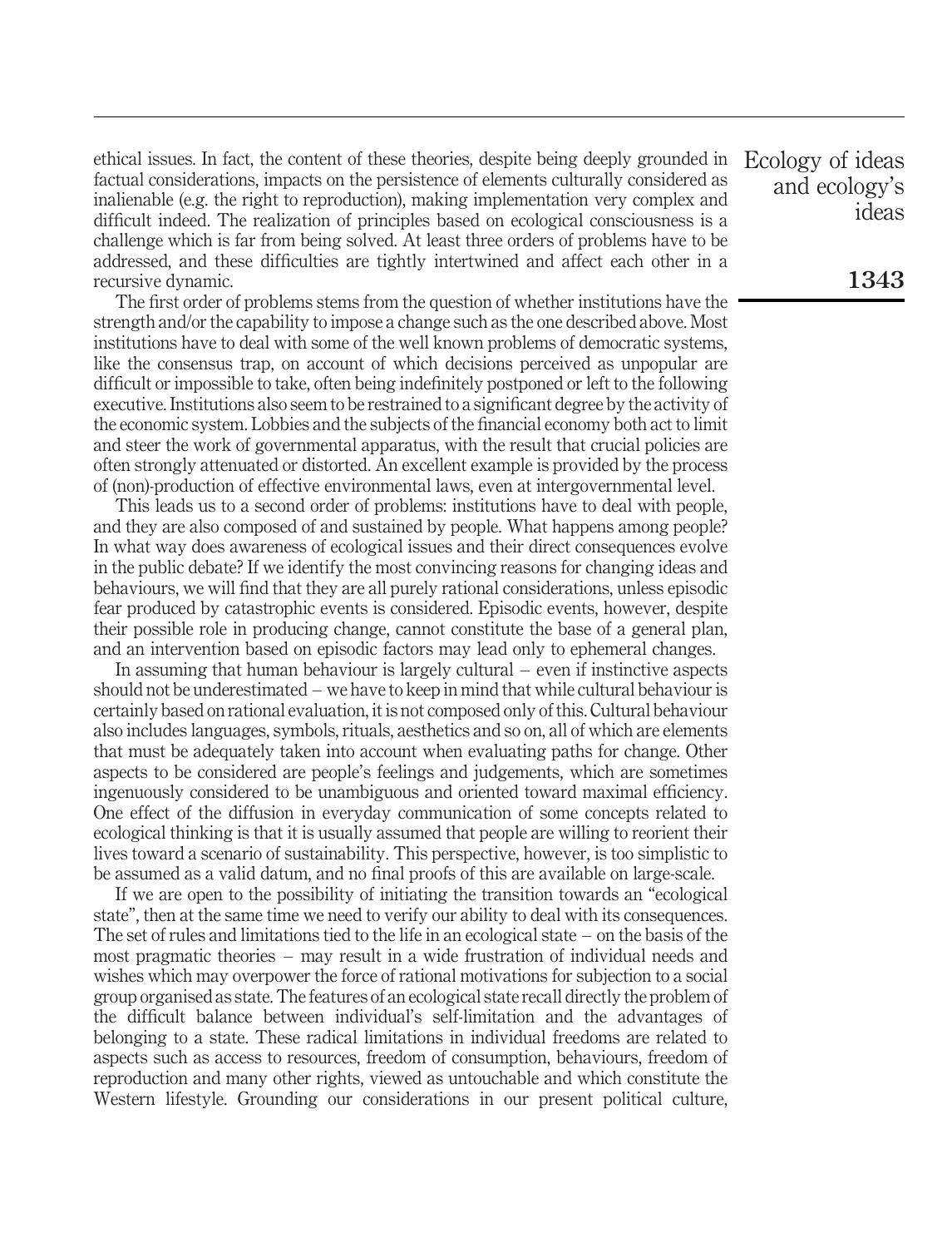ethical issues. In fact, the content of these theories, despite being deeply grounded in factual considerations, impacts on the persistence of elements culturally considered as inalienable (e.g. the right to reproduction), making implementation very complex and difficult indeed. The realization of principles based on ecological consciousness is a challenge which is far from being solved. At least three orders of problems have to be addressed, and these difficulties are tightly intertwined and affect each other in a recursive dynamic.

The first order of problems stems from the question of whether institutions have the strength and/or the capability to impose a change such as the one described above. Most institutions have to deal with some of the well known problems of democratic systems, like the consensus trap, on account of which decisions perceived as unpopular are difficult or impossible to take, often being indefinitely postponed or left to the following executive. Institutions also seem to be restrained to a significant degree by the activity of the economic system. Lobbies and the subjects of the financial economy both act to limit and steer the work of governmental apparatus, with the result that crucial policies are often strongly attenuated or distorted. An excellent example is provided by the process of (non)-production of effective environmental laws, even at intergovernmental level.

This leads us to a second order of problems: institutions have to deal with people, and they are also composed of and sustained by people. What happens among people? In what way does awareness of ecological issues and their direct consequences evolve in the public debate? If we identify the most convincing reasons for changing ideas and behaviours, we will find that they are all purely rational considerations, unless episodic fear produced by catastrophic events is considered. Episodic events, however, despite their possible role in producing change, cannot constitute the base of a general plan, and an intervention based on episodic factors may lead only to ephemeral changes.

In assuming that human behaviour is largely cultural – even if instinctive aspects should not be underestimated – we have to keep in mind that while cultural behaviour is certainly based on rational evaluation, it is not composed only of this. Cultural behaviour also includes languages, symbols, rituals, aesthetics and so on, all of which are elements that must be adequately taken into account when evaluating paths for change. Other aspects to be considered are people's feelings and judgements, which are sometimes ingenuously considered to be unambiguous and oriented toward maximal efficiency. One effect of the diffusion in everyday communication of some concepts related to ecological thinking is that it is usually assumed that people are willing to reorient their lives toward a scenario of sustainability. This perspective, however, is too simplistic to be assumed as a valid datum, and no final proofs of this are available on large-scale.

If we are open to the possibility of initiating the transition towards an "ecological state", then at the same time we need to verify our ability to deal with its consequences. The set of rules and limitations tied to the life in an ecological state – on the basis of the most pragmatic theories – may result in a wide frustration of individual needs and wishes which may overpower the force of rational motivations for subjection to a social group organised as state. The features of an ecological state recall directly the problem of the difficult balance between individual's self-limitation and the advantages of belonging to a state. These radical limitations in individual freedoms are related to aspects such as access to resources, freedom of consumption, behaviours, freedom of reproduction and many other rights, viewed as untouchable and which constitute the Western lifestyle. Grounding our considerations in our present political culture,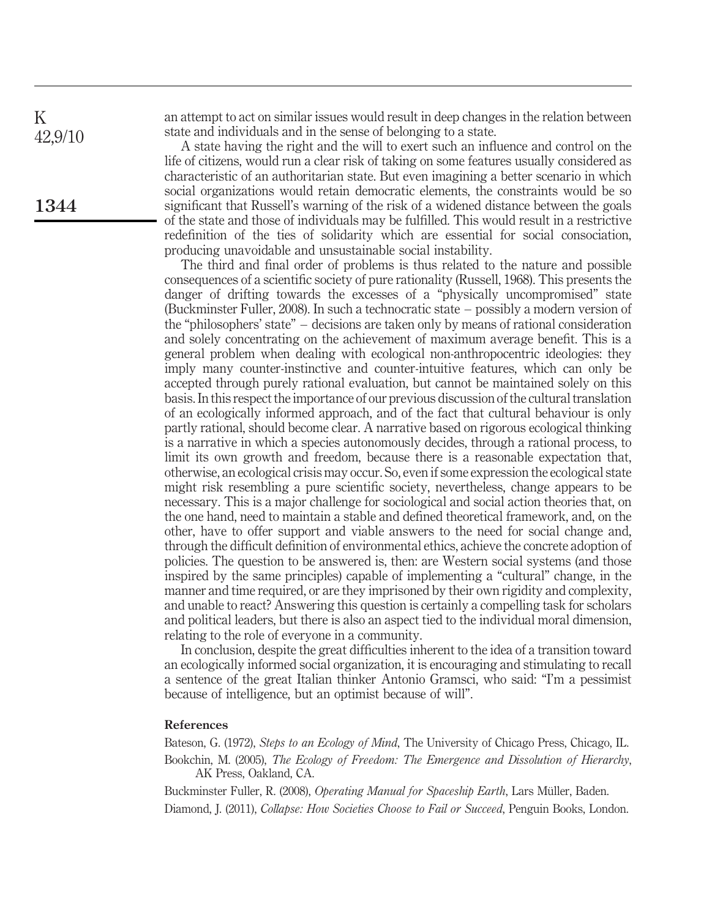an attempt to act on similar issues would result in deep changes in the relation between state and individuals and in the sense of belonging to a state.

A state having the right and the will to exert such an influence and control on the life of citizens, would run a clear risk of taking on some features usually considered as characteristic of an authoritarian state. But even imagining a better scenario in which social organizations would retain democratic elements, the constraints would be so significant that Russell's warning of the risk of a widened distance between the goals of the state and those of individuals may be fulfilled. This would result in a restrictive redefinition of the ties of solidarity which are essential for social consociation, producing unavoidable and unsustainable social instability.

The third and final order of problems is thus related to the nature and possible consequences of a scientific society of pure rationality (Russell, 1968). This presents the danger of drifting towards the excesses of a "physically uncompromised" state (Buckminster Fuller, 2008). In such a technocratic state – possibly a modern version of the "philosophers' state" – decisions are taken only by means of rational consideration and solely concentrating on the achievement of maximum average benefit. This is a general problem when dealing with ecological non-anthropocentric ideologies: they imply many counter-instinctive and counter-intuitive features, which can only be accepted through purely rational evaluation, but cannot be maintained solely on this basis. In this respect the importance of our previous discussion of the cultural translation of an ecologically informed approach, and of the fact that cultural behaviour is only partly rational, should become clear. A narrative based on rigorous ecological thinking is a narrative in which a species autonomously decides, through a rational process, to limit its own growth and freedom, because there is a reasonable expectation that, otherwise, an ecological crisis may occur. So, even if some expression the ecological state might risk resembling a pure scientific society, nevertheless, change appears to be necessary. This is a major challenge for sociological and social action theories that, on the one hand, need to maintain a stable and defined theoretical framework, and, on the other, have to offer support and viable answers to the need for social change and, through the difficult definition of environmental ethics, achieve the concrete adoption of policies. The question to be answered is, then: are Western social systems (and those inspired by the same principles) capable of implementing a "cultural" change, in the manner and time required, or are they imprisoned by their own rigidity and complexity, and unable to react? Answering this question is certainly a compelling task for scholars and political leaders, but there is also an aspect tied to the individual moral dimension, relating to the role of everyone in a community.

In conclusion, despite the great difficulties inherent to the idea of a transition toward an ecologically informed social organization, it is encouraging and stimulating to recall a sentence of the great Italian thinker Antonio Gramsci, who said: "I'm a pessimist because of intelligence, but an optimist because of will".

## References

Bateson, G. (1972), *Steps to an Ecology of Mind*, The University of Chicago Press, Chicago, IL.

Bookchin, M. (2005), *The Ecology of Freedom: The Emergence and Dissolution of Hierarchy*, AK Press, Oakland, CA.

Buckminster Fuller, R. (2008), *Operating Manual for Spaceship Earth*, Lars Müller, Baden.

Diamond, J. (2011), *Collapse: How Societies Choose to Fail or Succeed*, Penguin Books, London.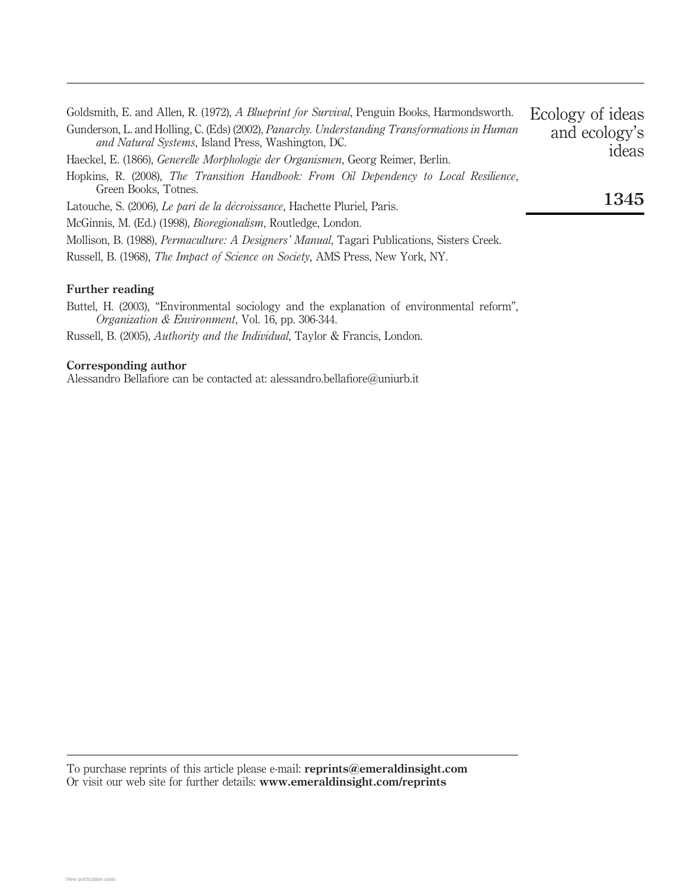Goldsmith, E. and Allen, R. (1972), *A Blueprint for Survival*, Penguin Books, Harmondsworth.

Gunderson, L. and Holling, C. (Eds) (2002), *Panarchy. Understanding Transformations in Human and Natural Systems*, Island Press, Washington, DC.

Haeckel, E. (1866), *Generelle Morphologie der Organismen*, Georg Reimer, Berlin.

Hopkins, R. (2008), *The Transition Handbook: From Oil Dependency to Local Resilience*, Green Books, Totnes.

Latouche, S. (2006), *Le pari de la décroissance*, Hachette Pluriel, Paris.

McGinnis, M. (Ed.) (1998), *Bioregionalism*, Routledge, London.

Mollison, B. (1988), *Permaculture: A Designers' Manual*, Tagari Publications, Sisters Creek.

Russell, B. (1968), *The Impact of Science on Society*, AMS Press, New York, NY.

### Further reading

Buttel, H. (2003), "Environmental sociology and the explanation of environmental reform", *Organization & Environment*, Vol. 16, pp. 306-344.

Russell, B. (2005), *Authority and the Individual*, Taylor & Francis, London.

### Corresponding author

Alessandro Bellafiore can be contacted at: alessandro.bellafiore@uniurb.it

To purchase reprints of this article please e-mail: **reprints@emeraldinsight.com**
Or visit our web site for further details: **www.emeraldinsight.com/reprints**